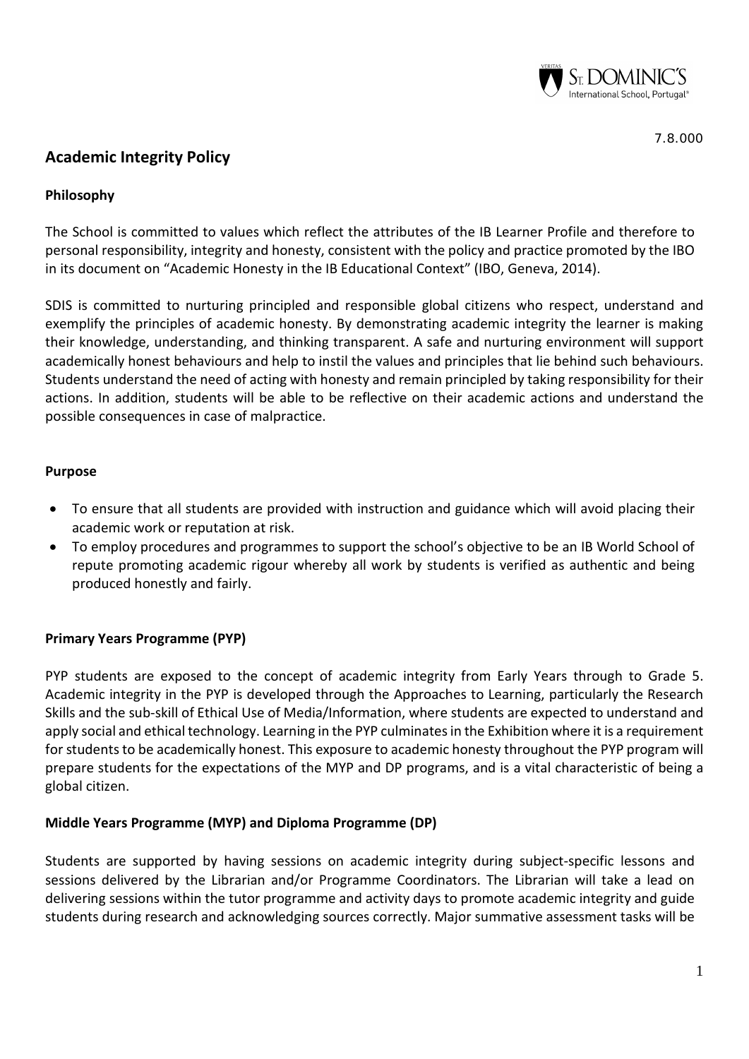7.8.000

# Academic Integrity Policy

## Philosophy

The School is committed to values which reflect the attributes of the IB Learner Profile and therefore to personal responsibility, integrity and honesty, consistent with the policy and practice promoted by the IBO in its document on "Academic Honesty in the IB Educational Context" (IBO, Geneva, 2014).

SDIS is committed to nurturing principled and responsible global citizens who respect, understand and exemplify the principles of academic honesty. By demonstrating academic integrity the learner is making their knowledge, understanding, and thinking transparent. A safe and nurturing environment will support academically honest behaviours and help to instil the values and principles that lie behind such behaviours. Students understand the need of acting with honesty and remain principled by taking responsibility for their actions. In addition, students will be able to be reflective on their academic actions and understand the possible consequences in case of malpractice.

## Purpose

- To ensure that all students are provided with instruction and guidance which will avoid placing their academic work or reputation at risk.
- To employ procedures and programmes to support the school's objective to be an IB World School of repute promoting academic rigour whereby all work by students is verified as authentic and being produced honestly and fairly.

## Primary Years Programme (PYP)

PYP students are exposed to the concept of academic integrity from Early Years through to Grade 5. Academic integrity in the PYP is developed through the Approaches to Learning, particularly the Research Skills and the sub-skill of Ethical Use of Media/Information, where students are expected to understand and apply social and ethical technology. Learning in the PYP culminates in the Exhibition where it is a requirement for students to be academically honest. This exposure to academic honesty throughout the PYP program will prepare students for the expectations of the MYP and DP programs, and is a vital characteristic of being a global citizen.

## Middle Years Programme (MYP) and Diploma Programme (DP)

Students are supported by having sessions on academic integrity during subject-specific lessons and sessions delivered by the Librarian and/or Programme Coordinators. The Librarian will take a lead on delivering sessions within the tutor programme and activity days to promote academic integrity and guide students during research and acknowledging sources correctly. Major summative assessment tasks will be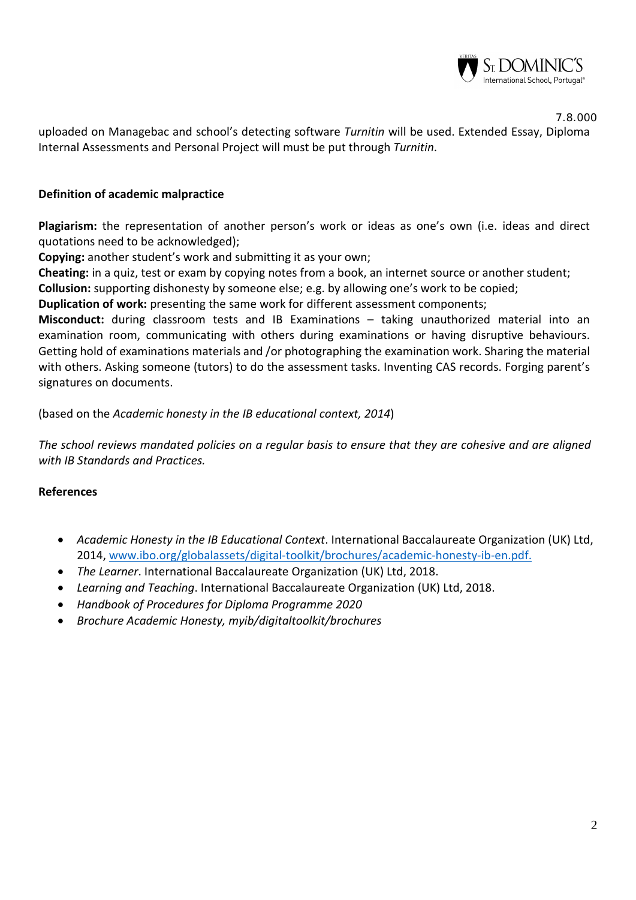uploaded on Managebac and school's detecting software *Turnitin* will be used. Extended Essay, Diploma Internal Assessments and Personal Project will must be put through *Turnitin*.

**Definition of academic malpractice**

**Plagiarism:** the representation of another person's work or ideas as one's own (i.e. ideas and direct quotations need to be acknowledged);
**Copying:** another student's work and submitting it as your own;
**Cheating:** in a quiz, test or exam by copying notes from a book, an internet source or another student;
**Collusion:** supporting dishonesty by someone else; e.g. by allowing one's work to be copied;
**Duplication of work:** presenting the same work for different assessment components;
**Misconduct:** during classroom tests and IB Examinations – taking unauthorized material into an examination room, communicating with others during examinations or having disruptive behaviours. Getting hold of examinations materials and /or photographing the examination work. Sharing the material with others. Asking someone (tutors) to do the assessment tasks. Inventing CAS records. Forging parent's signatures on documents.

(based on the *Academic honesty in the IB educational context, 2014*)

*The school reviews mandated policies on a regular basis to ensure that they are cohesive and are aligned with IB Standards and Practices.*

**References**

- *Academic Honesty in the IB Educational Context*. International Baccalaureate Organization (UK) Ltd, 2014, www.ibo.org/globalassets/digital-toolkit/brochures/academic-honesty-ib-en.pdf.
- *The Learner*. International Baccalaureate Organization (UK) Ltd, 2018.
- *Learning and Teaching*. International Baccalaureate Organization (UK) Ltd, 2018.
- *Handbook of Procedures for Diploma Programme 2020*
- *Brochure Academic Honesty, myib/digitaltoolkit/brochures*